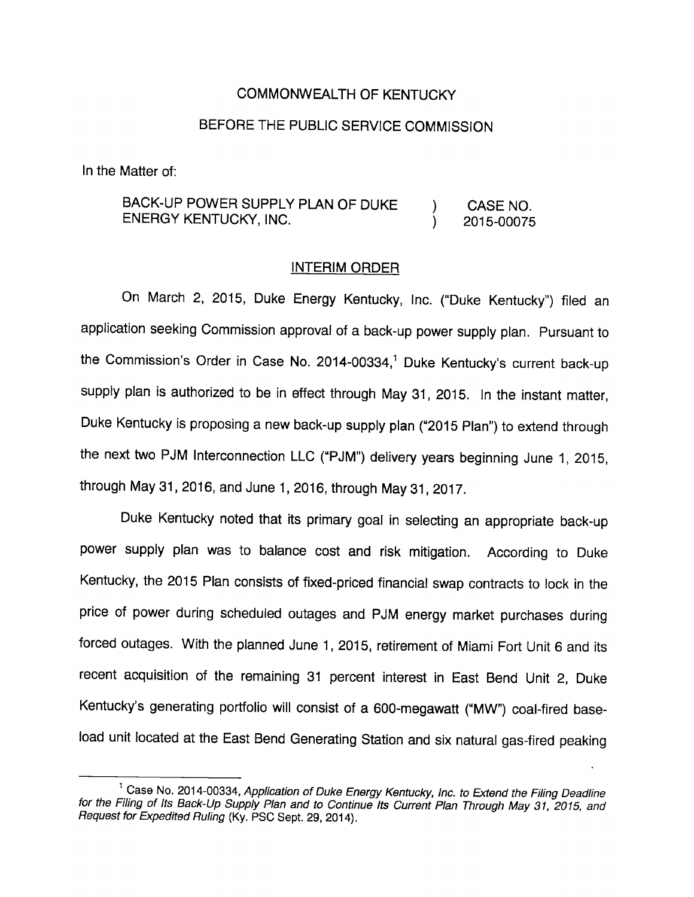COMMONWEALTH OF KENTUCKY

BEFORE THE PUBLIC SERVICE COMMISSION

In the Matter of:

| | | |
|---|---|---|
| BACK-UP POWER SUPPLY PLAN OF DUKE ENERGY KENTUCKY, INC. | ) ) | CASE NO. 2015-00075 |

INTERIM ORDER

On March 2, 2015, Duke Energy Kentucky, Inc. ("Duke Kentucky") filed an application seeking Commission approval of a back-up power supply plan. Pursuant to the Commission's Order in Case No. 2014-00334,[1] Duke Kentucky's current back-up supply plan is authorized to be in effect through May 31, 2015. In the instant matter, Duke Kentucky is proposing a new back-up supply plan ("2015 Plan") to extend through the next two PJM Interconnection LLC ("PJM") delivery years beginning June 1, 2015, through May 31, 2016, and June 1, 2016, through May 31, 2017.

Duke Kentucky noted that its primary goal in selecting an appropriate back-up power supply plan was to balance cost and risk mitigation. According to Duke Kentucky, the 2015 Plan consists of fixed-priced financial swap contracts to lock in the price of power during scheduled outages and PJM energy market purchases during forced outages. With the planned June 1, 2015, retirement of Miami Fort Unit 6 and its recent acquisition of the remaining 31 percent interest in East Bend Unit 2, Duke Kentucky's generating portfolio will consist of a 600-megawatt ("MW") coal-fired base-load unit located at the East Bend Generating Station and six natural gas-fired peaking

[1] Case No. 2014-00334, *Application of Duke Energy Kentucky, Inc. to Extend the Filing Deadline for the Filing of Its Back-Up Supply Plan and to Continue Its Current Plan Through May 31, 2015, and Request for Expedited Ruling* (Ky. PSC Sept. 29, 2014).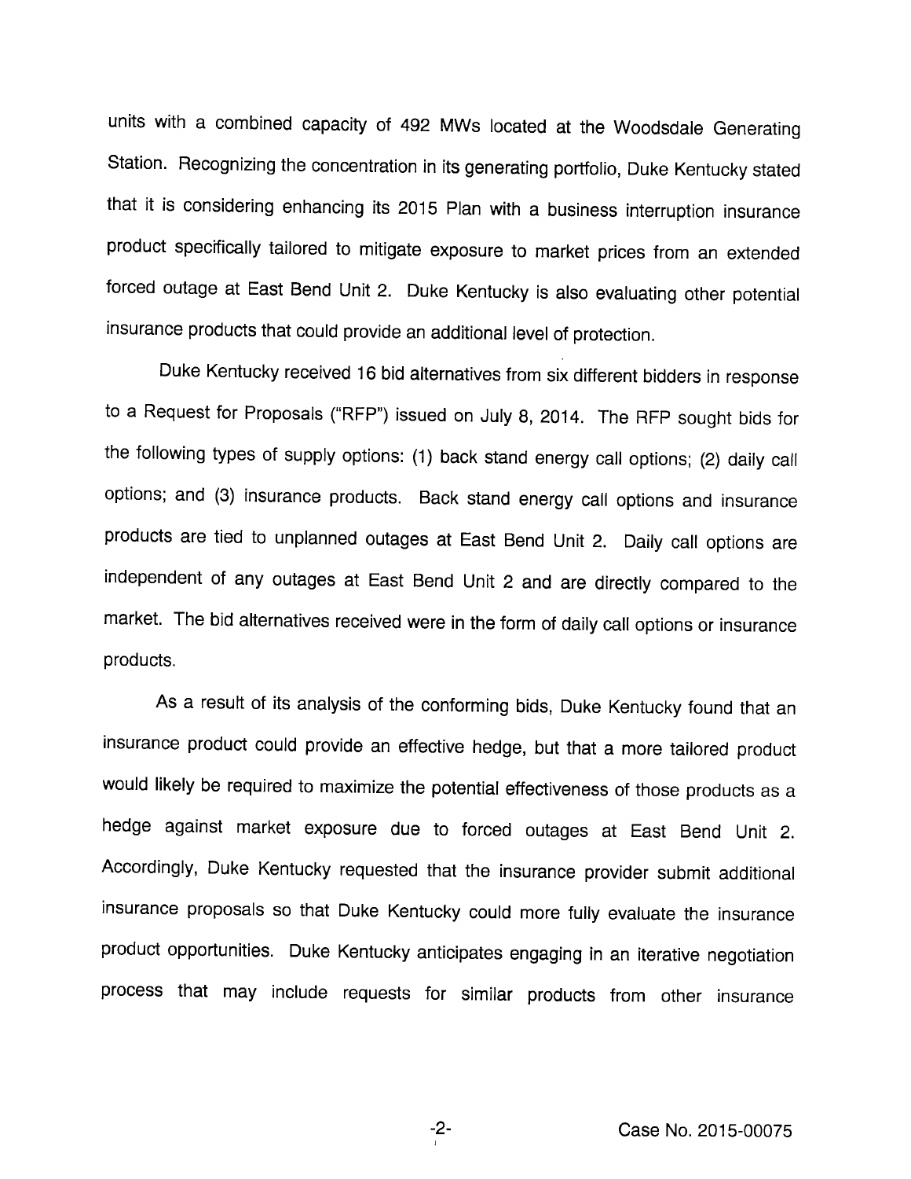units with a combined capacity of 492 MWs located at the Woodsdale Generating Station. Recognizing the concentration in its generating portfolio, Duke Kentucky stated that it is considering enhancing its 2015 Plan with a business interruption insurance product specifically tailored to mitigate exposure to market prices from an extended forced outage at East Bend Unit 2. Duke Kentucky is also evaluating other potential insurance products that could provide an additional level of protection.

Duke Kentucky received 16 bid alternatives from six different bidders in response to a Request for Proposals ("RFP") issued on July 8, 2014. The RFP sought bids for the following types of supply options: (1) back stand energy call options; (2) daily call options; and (3) insurance products. Back stand energy call options and insurance products are tied to unplanned outages at East Bend Unit 2. Daily call options are independent of any outages at East Bend Unit 2 and are directly compared to the market. The bid alternatives received were in the form of daily call options or insurance products.

As a result of its analysis of the conforming bids, Duke Kentucky found that an insurance product could provide an effective hedge, but that a more tailored product would likely be required to maximize the potential effectiveness of those products as a hedge against market exposure due to forced outages at East Bend Unit 2. Accordingly, Duke Kentucky requested that the insurance provider submit additional insurance proposals so that Duke Kentucky could more fully evaluate the insurance product opportunities. Duke Kentucky anticipates engaging in an iterative negotiation process that may include requests for similar products from other insurance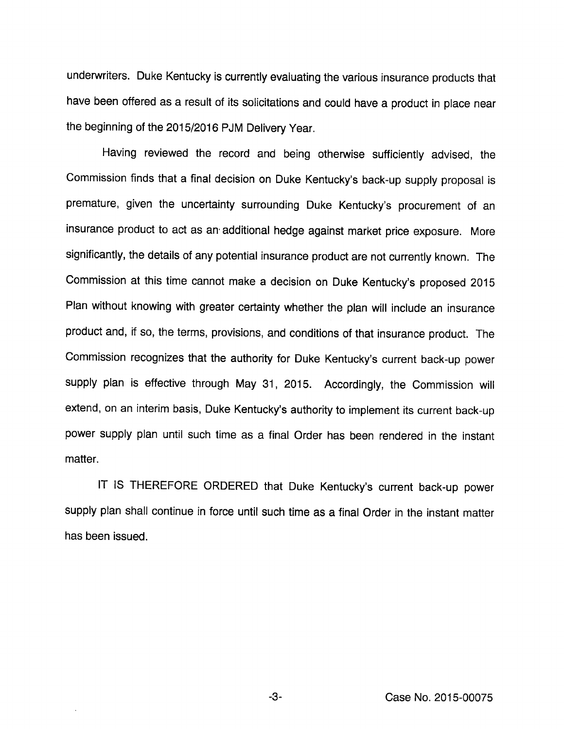underwriters. Duke Kentucky is currently evaluating the various insurance products that have been offered as a result of its solicitations and could have a product in place near the beginning of the 2015/2016 PJM Delivery Year.

Having reviewed the record and being otherwise sufficiently advised, the Commission finds that a final decision on Duke Kentucky's back-up supply proposal is premature, given the uncertainty surrounding Duke Kentucky's procurement of an insurance product to act as an additional hedge against market price exposure. More significantly, the details of any potential insurance product are not currently known. The Commission at this time cannot make a decision on Duke Kentucky's proposed 2015 Plan without knowing with greater certainty whether the plan will include an insurance product and, if so, the terms, provisions, and conditions of that insurance product. The Commission recognizes that the authority for Duke Kentucky's current back-up power supply plan is effective through May 31, 2015. Accordingly, the Commission will extend, on an interim basis, Duke Kentucky's authority to implement its current back-up power supply plan until such time as a final Order has been rendered in the instant matter.

IT IS THEREFORE ORDERED that Duke Kentucky's current back-up power supply plan shall continue in force until such time as a final Order in the instant matter has been issued.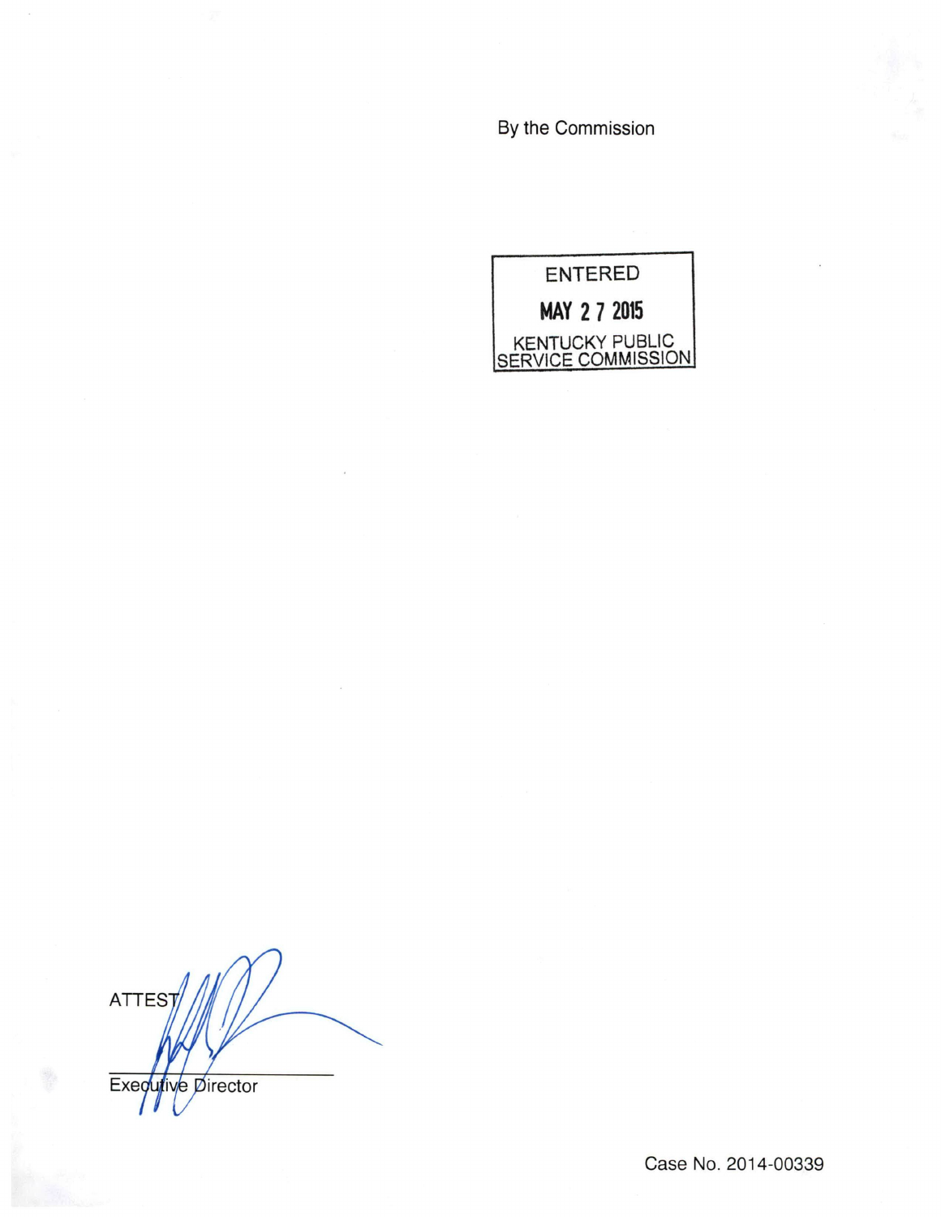By the Commission

ENTERED

MAY 27 2015

KENTUCKY PUBLIC SERVICE COMMISSION

ATTEST

Executive Director

Case No. 2014-00339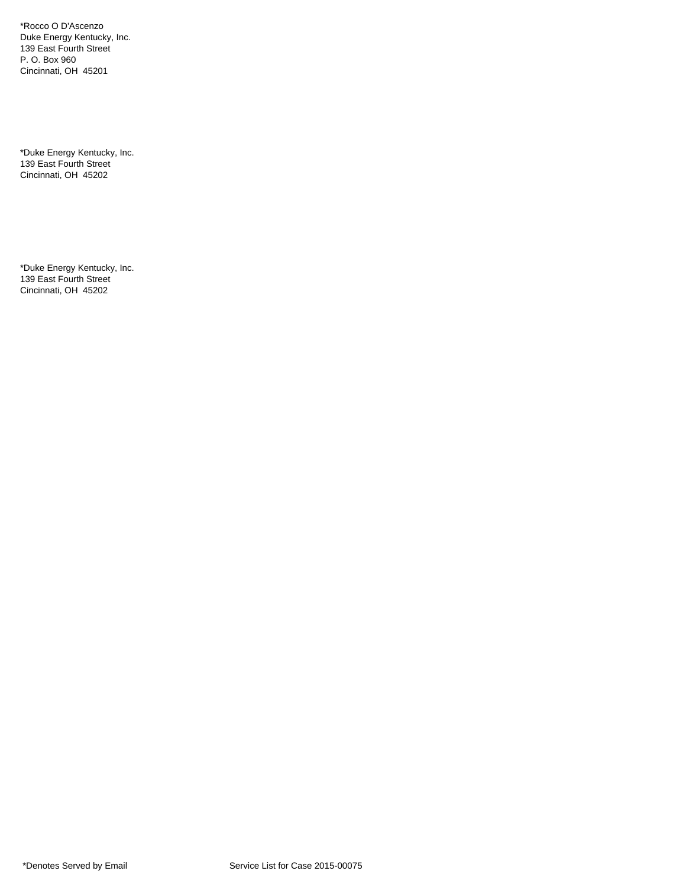*Rocco O D'Ascenzo
Duke Energy Kentucky, Inc.
139 East Fourth Street
P. O. Box 960
Cincinnati, OH  45201

*Duke Energy Kentucky, Inc.
139 East Fourth Street
Cincinnati, OH  45202

*Duke Energy Kentucky, Inc.
139 East Fourth Street
Cincinnati, OH  45202